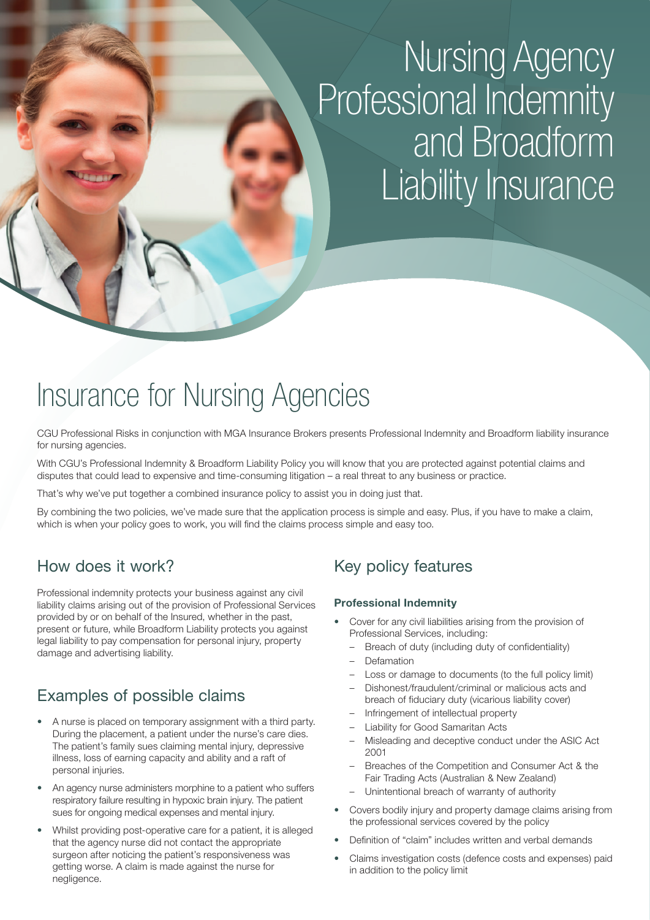# Nursing Agency Professional Indemnity and Broadform Liability Insurance

## Insurance for Nursing Agencies

CGU Professional Risks in conjunction with MGA Insurance Brokers presents Professional Indemnity and Broadform liability insurance for nursing agencies.

With CGU's Professional Indemnity & Broadform Liability Policy you will know that you are protected against potential claims and disputes that could lead to expensive and time-consuming litigation – a real threat to any business or practice.

That's why we've put together a combined insurance policy to assist you in doing just that.

By combining the two policies, we've made sure that the application process is simple and easy. Plus, if you have to make a claim, which is when your policy goes to work, you will find the claims process simple and easy too.

### How does it work?

Professional indemnity protects your business against any civil liability claims arising out of the provision of Professional Services provided by or on behalf of the Insured, whether in the past, present or future, while Broadform Liability protects you against legal liability to pay compensation for personal injury, property damage and advertising liability.

### Examples of possible claims

- A nurse is placed on temporary assignment with a third party. During the placement, a patient under the nurse's care dies. The patient's family sues claiming mental injury, depressive illness, loss of earning capacity and ability and a raft of personal injuries.
- An agency nurse administers morphine to a patient who suffers respiratory failure resulting in hypoxic brain injury. The patient sues for ongoing medical expenses and mental injury.
- Whilst providing post-operative care for a patient, it is alleged that the agency nurse did not contact the appropriate surgeon after noticing the patient's responsiveness was getting worse. A claim is made against the nurse for negligence.

### Key policy features

**Professional Indemnity**

- Cover for any civil liabilities arising from the provision of Professional Services, including:
  - Breach of duty (including duty of confidentiality)
  - Defamation
  - Loss or damage to documents (to the full policy limit)
  - Dishonest/fraudulent/criminal or malicious acts and breach of fiduciary duty (vicarious liability cover)
  - Infringement of intellectual property
  - Liability for Good Samaritan Acts
  - Misleading and deceptive conduct under the ASIC Act 2001
  - Breaches of the Competition and Consumer Act & the Fair Trading Acts (Australian & New Zealand)
  - Unintentional breach of warranty of authority
- Covers bodily injury and property damage claims arising from the professional services covered by the policy
- Definition of "claim" includes written and verbal demands
- Claims investigation costs (defence costs and expenses) paid in addition to the policy limit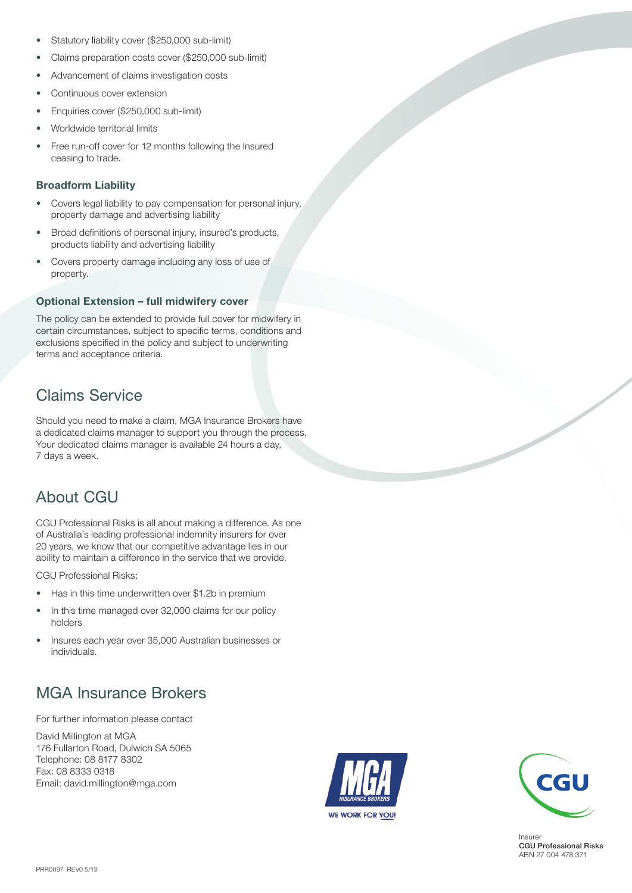- Statutory liability cover ($250,000 sub-limit)
- Claims preparation costs cover ($250,000 sub-limit)
- Advancement of claims investigation costs
- Continuous cover extension
- Enquiries cover ($250,000 sub-limit)
- Worldwide territorial limits
- Free run-off cover for 12 months following the Insured ceasing to trade.

### Broadform Liability

- Covers legal liability to pay compensation for personal injury, property damage and advertising liability
- Broad definitions of personal injury, insured's products, products liability and advertising liability
- Covers property damage including any loss of use of property.

### Optional Extension – full midwifery cover

The policy can be extended to provide full cover for midwifery in certain circumstances, subject to specific terms, conditions and exclusions specified in the policy and subject to underwriting terms and acceptance criteria.

## Claims Service

Should you need to make a claim, MGA Insurance Brokers have a dedicated claims manager to support you through the process. Your dedicated claims manager is available 24 hours a day, 7 days a week.

## About CGU

CGU Professional Risks is all about making a difference. As one of Australia's leading professional indemnity insurers for over 20 years, we know that our competitive advantage lies in our ability to maintain a difference in the service that we provide.

CGU Professional Risks:

- Has in this time underwritten over $1.2b in premium
- In this time managed over 32,000 claims for our policy holders
- Insures each year over 35,000 Australian businesses or individuals.

## MGA Insurance Brokers

For further information please contact

David Millington at MGA
176 Fullarton Road, Dulwich SA 5065
Telephone: 08 8177 8302
Fax: 08 8333 0318
Email: david.millington@mga.com

MGA INSURANCE BROKERS
WE WORK FOR YOU!

CGU

Insurer
**CGU Professional Risks**
ABN 27 004 478 371

PRR0097 REV0 5/13